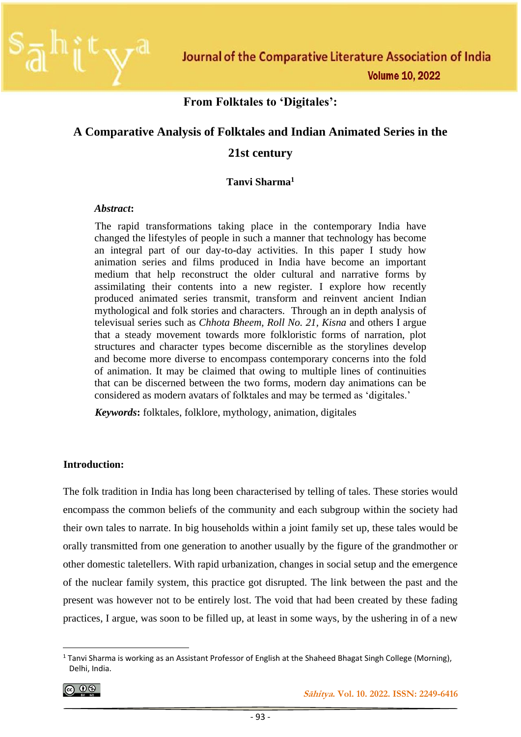# From Folktales to 'Digitales':

## A Comparative Analysis of Folktales and Indian Animated Series in the 21st century

**Tanvi Sharma**[1]

***Abstract*:**

The rapid transformations taking place in the contemporary India have changed the lifestyles of people in such a manner that technology has become an integral part of our day-to-day activities. In this paper I study how animation series and films produced in India have become an important medium that help reconstruct the older cultural and narrative forms by assimilating their contents into a new register. I explore how recently produced animated series transmit, transform and reinvent ancient Indian mythological and folk stories and characters. Through an in depth analysis of televisual series such as *Chhota Bheem, Roll No. 21, Kisna* and others I argue that a steady movement towards more folkloristic forms of narration, plot structures and character types become discernible as the storylines develop and become more diverse to encompass contemporary concerns into the fold of animation. It may be claimed that owing to multiple lines of continuities that can be discerned between the two forms, modern day animations can be considered as modern avatars of folktales and may be termed as 'digitales.'

***Keywords*:** folktales, folklore, mythology, animation, digitales

**Introduction:**

The folk tradition in India has long been characterised by telling of tales. These stories would encompass the common beliefs of the community and each subgroup within the society had their own tales to narrate. In big households within a joint family set up, these tales would be orally transmitted from one generation to another usually by the figure of the grandmother or other domestic taletellers. With rapid urbanization, changes in social setup and the emergence of the nuclear family system, this practice got disrupted. The link between the past and the present was however not to be entirely lost. The void that had been created by these fading practices, I argue, was soon to be filled up, at least in some ways, by the ushering in of a new

[1] Tanvi Sharma is working as an Assistant Professor of English at the Shaheed Bhagat Singh College (Morning), Delhi, India.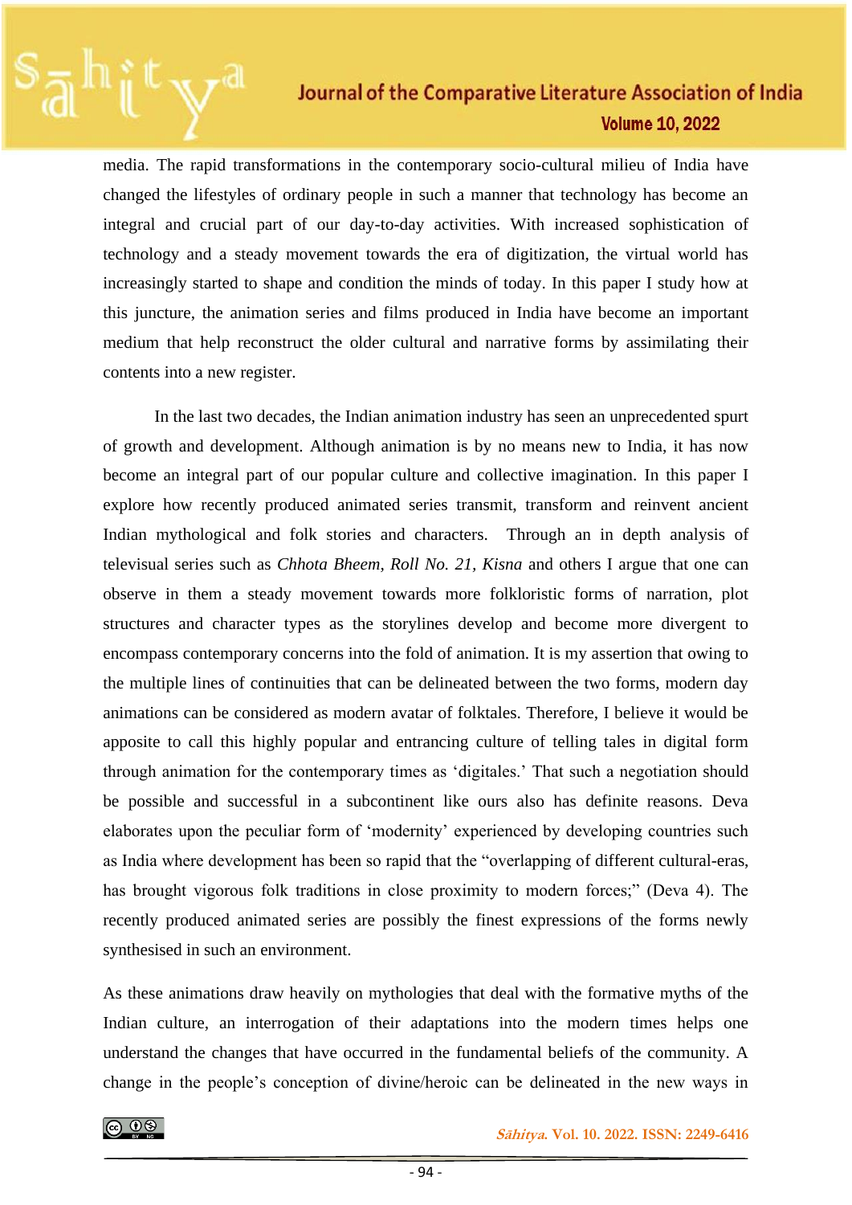media. The rapid transformations in the contemporary socio-cultural milieu of India have changed the lifestyles of ordinary people in such a manner that technology has become an integral and crucial part of our day-to-day activities. With increased sophistication of technology and a steady movement towards the era of digitization, the virtual world has increasingly started to shape and condition the minds of today. In this paper I study how at this juncture, the animation series and films produced in India have become an important medium that help reconstruct the older cultural and narrative forms by assimilating their contents into a new register.

In the last two decades, the Indian animation industry has seen an unprecedented spurt of growth and development. Although animation is by no means new to India, it has now become an integral part of our popular culture and collective imagination. In this paper I explore how recently produced animated series transmit, transform and reinvent ancient Indian mythological and folk stories and characters. Through an in depth analysis of televisual series such as *Chhota Bheem, Roll No. 21, Kisna* and others I argue that one can observe in them a steady movement towards more folkloristic forms of narration, plot structures and character types as the storylines develop and become more divergent to encompass contemporary concerns into the fold of animation. It is my assertion that owing to the multiple lines of continuities that can be delineated between the two forms, modern day animations can be considered as modern avatar of folktales. Therefore, I believe it would be apposite to call this highly popular and entrancing culture of telling tales in digital form through animation for the contemporary times as 'digitales.' That such a negotiation should be possible and successful in a subcontinent like ours also has definite reasons. Deva elaborates upon the peculiar form of 'modernity' experienced by developing countries such as India where development has been so rapid that the "overlapping of different cultural-eras, has brought vigorous folk traditions in close proximity to modern forces;" (Deva 4). The recently produced animated series are possibly the finest expressions of the forms newly synthesised in such an environment.

As these animations draw heavily on mythologies that deal with the formative myths of the Indian culture, an interrogation of their adaptations into the modern times helps one understand the changes that have occurred in the fundamental beliefs of the community. A change in the people's conception of divine/heroic can be delineated in the new ways in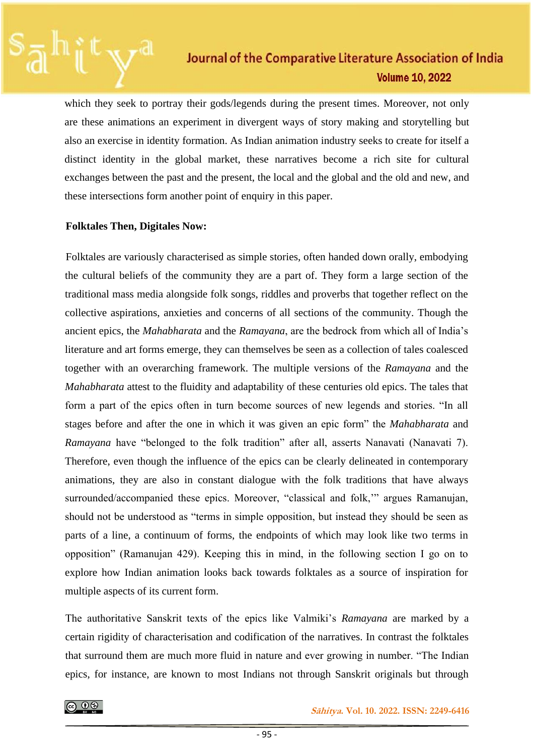which they seek to portray their gods/legends during the present times. Moreover, not only are these animations an experiment in divergent ways of story making and storytelling but also an exercise in identity formation. As Indian animation industry seeks to create for itself a distinct identity in the global market, these narratives become a rich site for cultural exchanges between the past and the present, the local and the global and the old and new, and these intersections form another point of enquiry in this paper.

**Folktales Then, Digitales Now:**

Folktales are variously characterised as simple stories, often handed down orally, embodying the cultural beliefs of the community they are a part of. They form a large section of the traditional mass media alongside folk songs, riddles and proverbs that together reflect on the collective aspirations, anxieties and concerns of all sections of the community. Though the ancient epics, the *Mahabharata* and the *Ramayana*, are the bedrock from which all of India's literature and art forms emerge, they can themselves be seen as a collection of tales coalesced together with an overarching framework. The multiple versions of the *Ramayana* and the *Mahabharata* attest to the fluidity and adaptability of these centuries old epics. The tales that form a part of the epics often in turn become sources of new legends and stories. "In all stages before and after the one in which it was given an epic form" the *Mahabharata* and *Ramayana* have "belonged to the folk tradition" after all, asserts Nanavati (Nanavati 7). Therefore, even though the influence of the epics can be clearly delineated in contemporary animations, they are also in constant dialogue with the folk traditions that have always surrounded/accompanied these epics. Moreover, "classical and folk,'" argues Ramanujan, should not be understood as "terms in simple opposition, but instead they should be seen as parts of a line, a continuum of forms, the endpoints of which may look like two terms in opposition" (Ramanujan 429). Keeping this in mind, in the following section I go on to explore how Indian animation looks back towards folktales as a source of inspiration for multiple aspects of its current form.

The authoritative Sanskrit texts of the epics like Valmiki's *Ramayana* are marked by a certain rigidity of characterisation and codification of the narratives. In contrast the folktales that surround them are much more fluid in nature and ever growing in number. "The Indian epics, for instance, are known to most Indians not through Sanskrit originals but through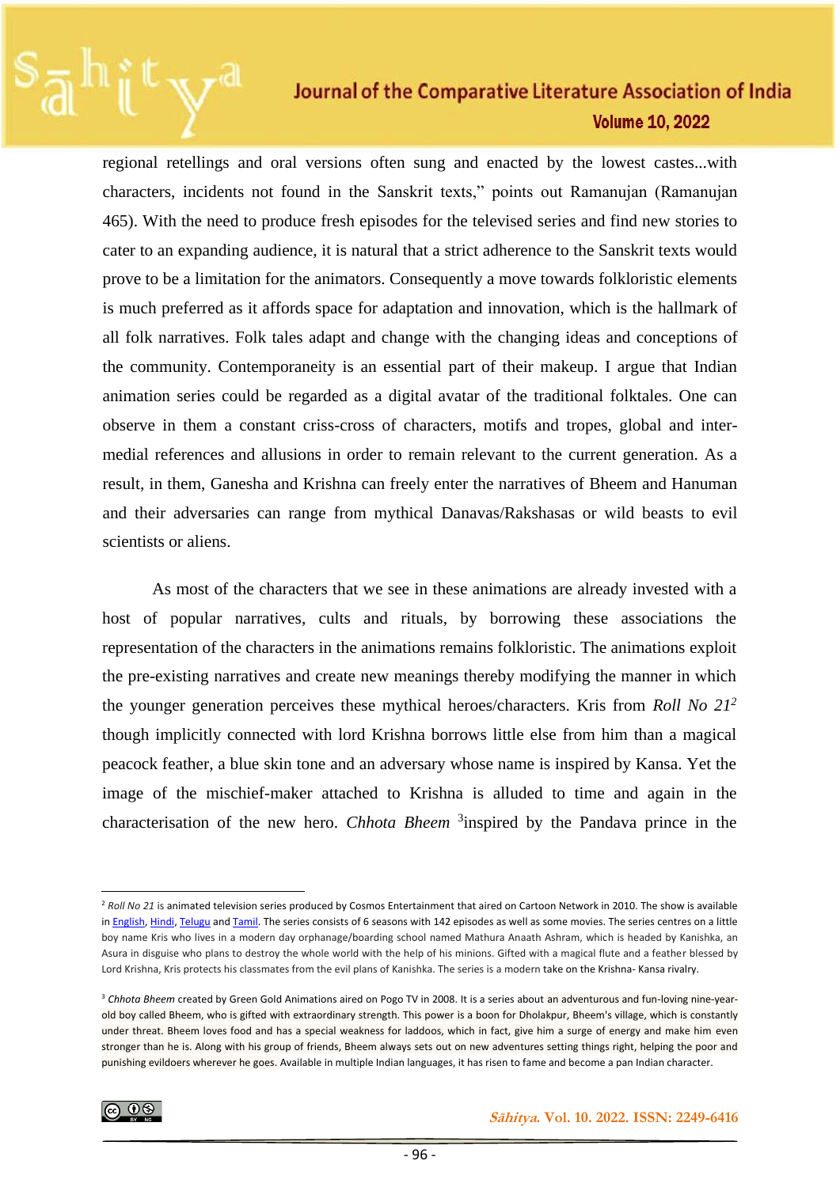regional retellings and oral versions often sung and enacted by the lowest castes...with characters, incidents not found in the Sanskrit texts," points out Ramanujan (Ramanujan 465). With the need to produce fresh episodes for the televised series and find new stories to cater to an expanding audience, it is natural that a strict adherence to the Sanskrit texts would prove to be a limitation for the animators. Consequently a move towards folkloristic elements is much preferred as it affords space for adaptation and innovation, which is the hallmark of all folk narratives. Folk tales adapt and change with the changing ideas and conceptions of the community. Contemporaneity is an essential part of their makeup. I argue that Indian animation series could be regarded as a digital avatar of the traditional folktales. One can observe in them a constant criss-cross of characters, motifs and tropes, global and inter-medial references and allusions in order to remain relevant to the current generation. As a result, in them, Ganesha and Krishna can freely enter the narratives of Bheem and Hanuman and their adversaries can range from mythical Danavas/Rakshasas or wild beasts to evil scientists or aliens.

As most of the characters that we see in these animations are already invested with a host of popular narratives, cults and rituals, by borrowing these associations the representation of the characters in the animations remains folkloristic. The animations exploit the pre-existing narratives and create new meanings thereby modifying the manner in which the younger generation perceives these mythical heroes/characters. Kris from *Roll No 21*[2] though implicitly connected with lord Krishna borrows little else from him than a magical peacock feather, a blue skin tone and an adversary whose name is inspired by Kansa. Yet the image of the mischief-maker attached to Krishna is alluded to time and again in the characterisation of the new hero. *Chhota Bheem* [3]inspired by the Pandava prince in the

---

[2] *Roll No 21* is animated television series produced by Cosmos Entertainment that aired on Cartoon Network in 2010. The show is available in English, Hindi, Telugu and Tamil. The series consists of 6 seasons with 142 episodes as well as some movies. The series centres on a little boy name Kris who lives in a modern day orphanage/boarding school named Mathura Anaath Ashram, which is headed by Kanishka, an Asura in disguise who plans to destroy the whole world with the help of his minions. Gifted with a magical flute and a feather blessed by Lord Krishna, Kris protects his classmates from the evil plans of Kanishka. The series is a modern take on the Krishna- Kansa rivalry.

[3] *Chhota Bheem* created by Green Gold Animations aired on Pogo TV in 2008. It is a series about an adventurous and fun-loving nine-year-old boy called Bheem, who is gifted with extraordinary strength. This power is a boon for Dholakpur, Bheem's village, which is constantly under threat. Bheem loves food and has a special weakness for laddoos, which in fact, give him a surge of energy and make him even stronger than he is. Along with his group of friends, Bheem always sets out on new adventures setting things right, helping the poor and punishing evildoers wherever he goes. Available in multiple Indian languages, it has risen to fame and become a pan Indian character.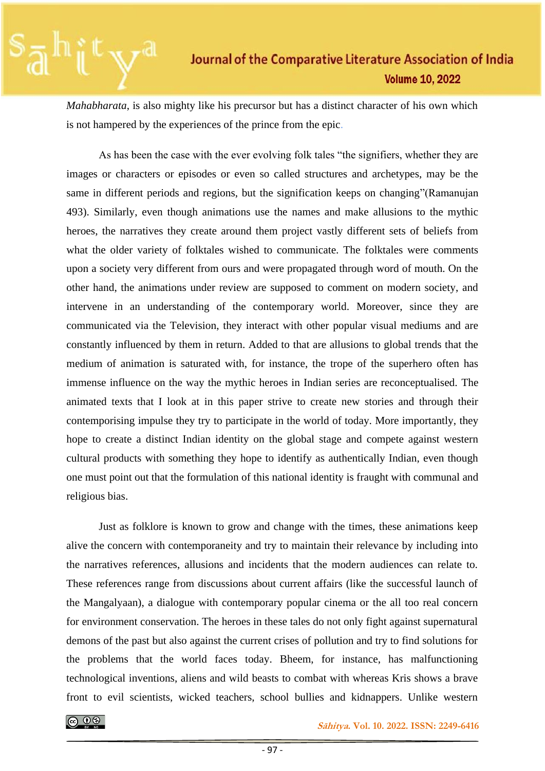*Mahabharata*, is also mighty like his precursor but has a distinct character of his own which is not hampered by the experiences of the prince from the epic.

As has been the case with the ever evolving folk tales "the signifiers, whether they are images or characters or episodes or even so called structures and archetypes, may be the same in different periods and regions, but the signification keeps on changing"(Ramanujan 493). Similarly, even though animations use the names and make allusions to the mythic heroes, the narratives they create around them project vastly different sets of beliefs from what the older variety of folktales wished to communicate. The folktales were comments upon a society very different from ours and were propagated through word of mouth. On the other hand, the animations under review are supposed to comment on modern society, and intervene in an understanding of the contemporary world. Moreover, since they are communicated via the Television, they interact with other popular visual mediums and are constantly influenced by them in return. Added to that are allusions to global trends that the medium of animation is saturated with, for instance, the trope of the superhero often has immense influence on the way the mythic heroes in Indian series are reconceptualised. The animated texts that I look at in this paper strive to create new stories and through their contemporising impulse they try to participate in the world of today. More importantly, they hope to create a distinct Indian identity on the global stage and compete against western cultural products with something they hope to identify as authentically Indian, even though one must point out that the formulation of this national identity is fraught with communal and religious bias.

Just as folklore is known to grow and change with the times, these animations keep alive the concern with contemporaneity and try to maintain their relevance by including into the narratives references, allusions and incidents that the modern audiences can relate to. These references range from discussions about current affairs (like the successful launch of the Mangalyaan), a dialogue with contemporary popular cinema or the all too real concern for environment conservation. The heroes in these tales do not only fight against supernatural demons of the past but also against the current crises of pollution and try to find solutions for the problems that the world faces today. Bheem, for instance, has malfunctioning technological inventions, aliens and wild beasts to combat with whereas Kris shows a brave front to evil scientists, wicked teachers, school bullies and kidnappers. Unlike western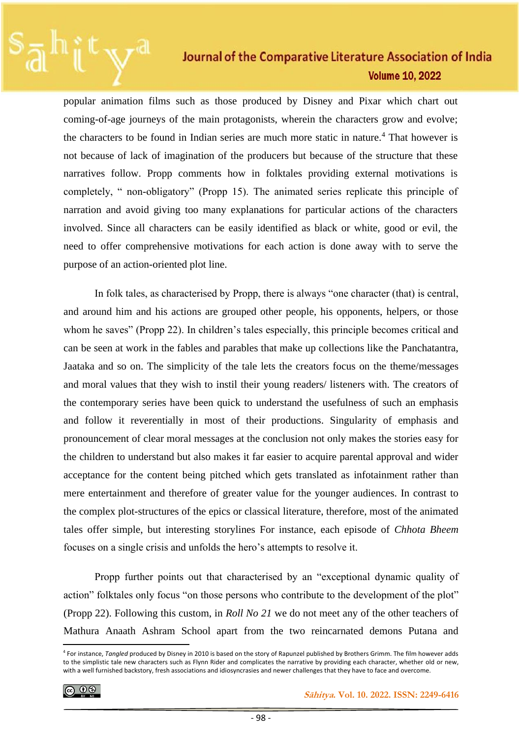popular animation films such as those produced by Disney and Pixar which chart out coming-of-age journeys of the main protagonists, wherein the characters grow and evolve; the characters to be found in Indian series are much more static in nature.[4] That however is not because of lack of imagination of the producers but because of the structure that these narratives follow. Propp comments how in folktales providing external motivations is completely, " non-obligatory" (Propp 15). The animated series replicate this principle of narration and avoid giving too many explanations for particular actions of the characters involved. Since all characters can be easily identified as black or white, good or evil, the need to offer comprehensive motivations for each action is done away with to serve the purpose of an action-oriented plot line.

In folk tales, as characterised by Propp, there is always "one character (that) is central, and around him and his actions are grouped other people, his opponents, helpers, or those whom he saves" (Propp 22). In children's tales especially, this principle becomes critical and can be seen at work in the fables and parables that make up collections like the Panchatantra, Jaataka and so on. The simplicity of the tale lets the creators focus on the theme/messages and moral values that they wish to instil their young readers/ listeners with. The creators of the contemporary series have been quick to understand the usefulness of such an emphasis and follow it reverentially in most of their productions. Singularity of emphasis and pronouncement of clear moral messages at the conclusion not only makes the stories easy for the children to understand but also makes it far easier to acquire parental approval and wider acceptance for the content being pitched which gets translated as infotainment rather than mere entertainment and therefore of greater value for the younger audiences. In contrast to the complex plot-structures of the epics or classical literature, therefore, most of the animated tales offer simple, but interesting storylines For instance, each episode of *Chhota Bheem* focuses on a single crisis and unfolds the hero's attempts to resolve it.

Propp further points out that characterised by an "exceptional dynamic quality of action" folktales only focus "on those persons who contribute to the development of the plot" (Propp 22). Following this custom, in *Roll No 21* we do not meet any of the other teachers of Mathura Anaath Ashram School apart from the two reincarnated demons Putana and

---

[4] For instance, *Tangled* produced by Disney in 2010 is based on the story of Rapunzel published by Brothers Grimm. The film however adds to the simplistic tale new characters such as Flynn Rider and complicates the narrative by providing each character, whether old or new, with a well furnished backstory, fresh associations and idiosyncrasies and newer challenges that they have to face and overcome.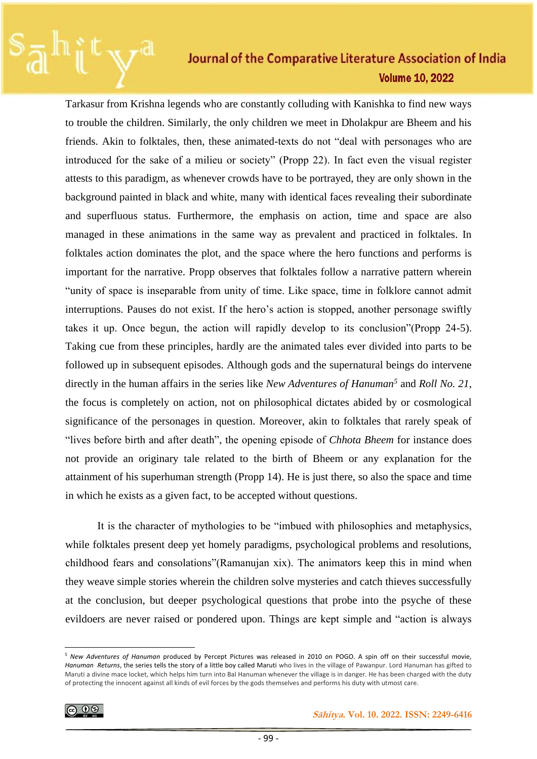Tarkasur from Krishna legends who are constantly colluding with Kanishka to find new ways to trouble the children. Similarly, the only children we meet in Dholakpur are Bheem and his friends. Akin to folktales, then, these animated-texts do not "deal with personages who are introduced for the sake of a milieu or society" (Propp 22). In fact even the visual register attests to this paradigm, as whenever crowds have to be portrayed, they are only shown in the background painted in black and white, many with identical faces revealing their subordinate and superfluous status. Furthermore, the emphasis on action, time and space are also managed in these animations in the same way as prevalent and practiced in folktales. In folktales action dominates the plot, and the space where the hero functions and performs is important for the narrative. Propp observes that folktales follow a narrative pattern wherein "unity of space is inseparable from unity of time. Like space, time in folklore cannot admit interruptions. Pauses do not exist. If the hero's action is stopped, another personage swiftly takes it up. Once begun, the action will rapidly develop to its conclusion"(Propp 24-5). Taking cue from these principles, hardly are the animated tales ever divided into parts to be followed up in subsequent episodes. Although gods and the supernatural beings do intervene directly in the human affairs in the series like *New Adventures of Hanuman*[5] and *Roll No. 21*, the focus is completely on action, not on philosophical dictates abided by or cosmological significance of the personages in question. Moreover, akin to folktales that rarely speak of "lives before birth and after death", the opening episode of *Chhota Bheem* for instance does not provide an originary tale related to the birth of Bheem or any explanation for the attainment of his superhuman strength (Propp 14). He is just there, so also the space and time in which he exists as a given fact, to be accepted without questions.

It is the character of mythologies to be "imbued with philosophies and metaphysics, while folktales present deep yet homely paradigms, psychological problems and resolutions, childhood fears and consolations"(Ramanujan xix). The animators keep this in mind when they weave simple stories wherein the children solve mysteries and catch thieves successfully at the conclusion, but deeper psychological questions that probe into the psyche of these evildoers are never raised or pondered upon. Things are kept simple and "action is always

[5] *New Adventures of Hanuman* produced by Percept Pictures was released in 2010 on POGO. A spin off on their successful movie, *Hanuman Returns*, the series tells the story of a little boy called Maruti who lives in the village of Pawanpur. Lord Hanuman has gifted to Maruti a divine mace locket, which helps him turn into Bal Hanuman whenever the village is in danger. He has been charged with the duty of protecting the innocent against all kinds of evil forces by the gods themselves and performs his duty with utmost care.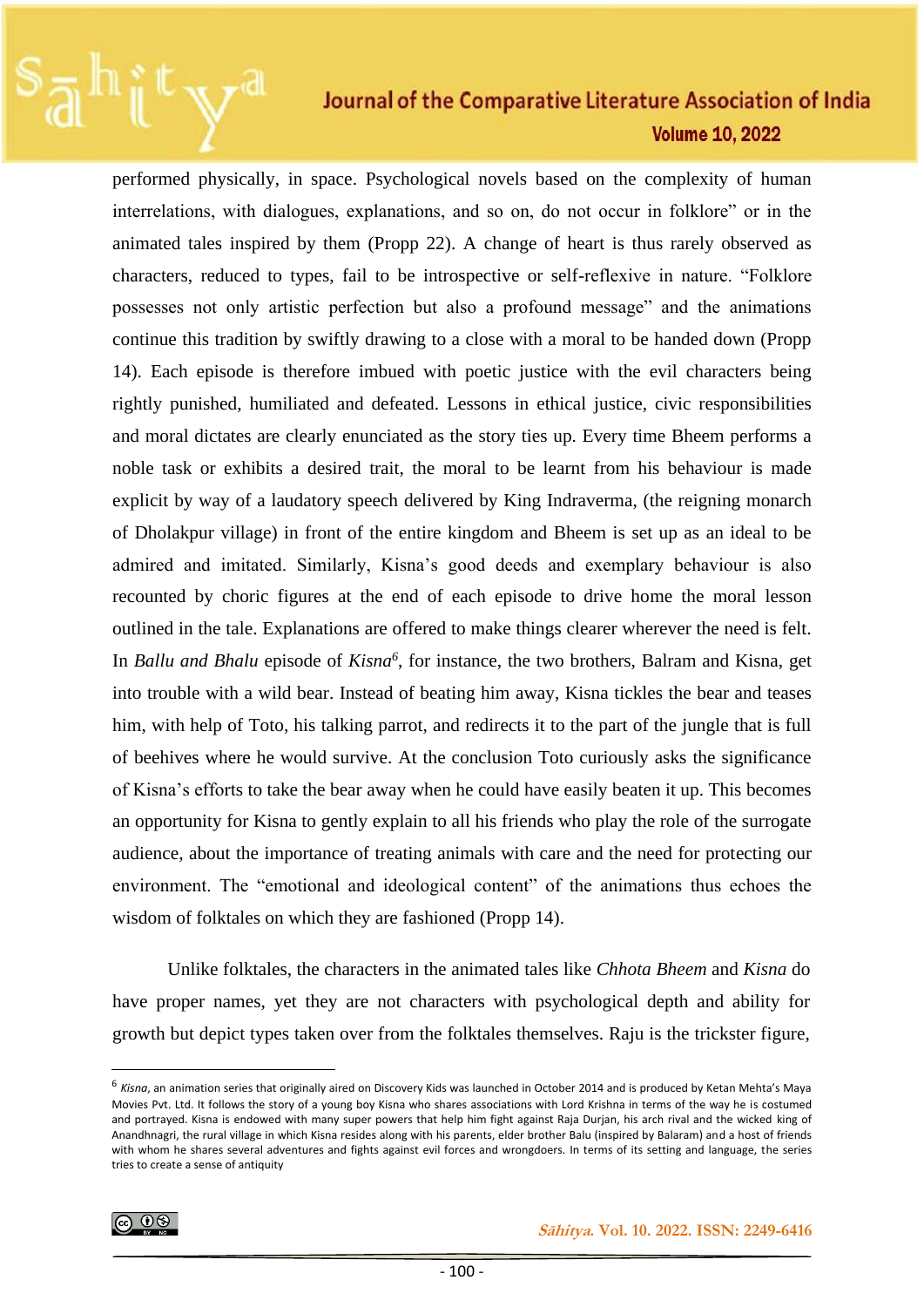performed physically, in space. Psychological novels based on the complexity of human interrelations, with dialogues, explanations, and so on, do not occur in folklore" or in the animated tales inspired by them (Propp 22). A change of heart is thus rarely observed as characters, reduced to types, fail to be introspective or self-reflexive in nature. "Folklore possesses not only artistic perfection but also a profound message" and the animations continue this tradition by swiftly drawing to a close with a moral to be handed down (Propp 14). Each episode is therefore imbued with poetic justice with the evil characters being rightly punished, humiliated and defeated. Lessons in ethical justice, civic responsibilities and moral dictates are clearly enunciated as the story ties up. Every time Bheem performs a noble task or exhibits a desired trait, the moral to be learnt from his behaviour is made explicit by way of a laudatory speech delivered by King Indraverma, (the reigning monarch of Dholakpur village) in front of the entire kingdom and Bheem is set up as an ideal to be admired and imitated. Similarly, Kisna's good deeds and exemplary behaviour is also recounted by choric figures at the end of each episode to drive home the moral lesson outlined in the tale. Explanations are offered to make things clearer wherever the need is felt. In *Ballu and Bhalu* episode of *Kisna*[6], for instance, the two brothers, Balram and Kisna, get into trouble with a wild bear. Instead of beating him away, Kisna tickles the bear and teases him, with help of Toto, his talking parrot, and redirects it to the part of the jungle that is full of beehives where he would survive. At the conclusion Toto curiously asks the significance of Kisna's efforts to take the bear away when he could have easily beaten it up. This becomes an opportunity for Kisna to gently explain to all his friends who play the role of the surrogate audience, about the importance of treating animals with care and the need for protecting our environment. The "emotional and ideological content" of the animations thus echoes the wisdom of folktales on which they are fashioned (Propp 14).

Unlike folktales, the characters in the animated tales like *Chhota Bheem* and *Kisna* do have proper names, yet they are not characters with psychological depth and ability for growth but depict types taken over from the folktales themselves. Raju is the trickster figure,

---

[6] *Kisna*, an animation series that originally aired on Discovery Kids was launched in October 2014 and is produced by Ketan Mehta's Maya Movies Pvt. Ltd. It follows the story of a young boy Kisna who shares associations with Lord Krishna in terms of the way he is costumed and portrayed. Kisna is endowed with many super powers that help him fight against Raja Durjan, his arch rival and the wicked king of Anandhnagri, the rural village in which Kisna resides along with his parents, elder brother Balu (inspired by Balaram) and a host of friends with whom he shares several adventures and fights against evil forces and wrongdoers. In terms of its setting and language, the series tries to create a sense of antiquity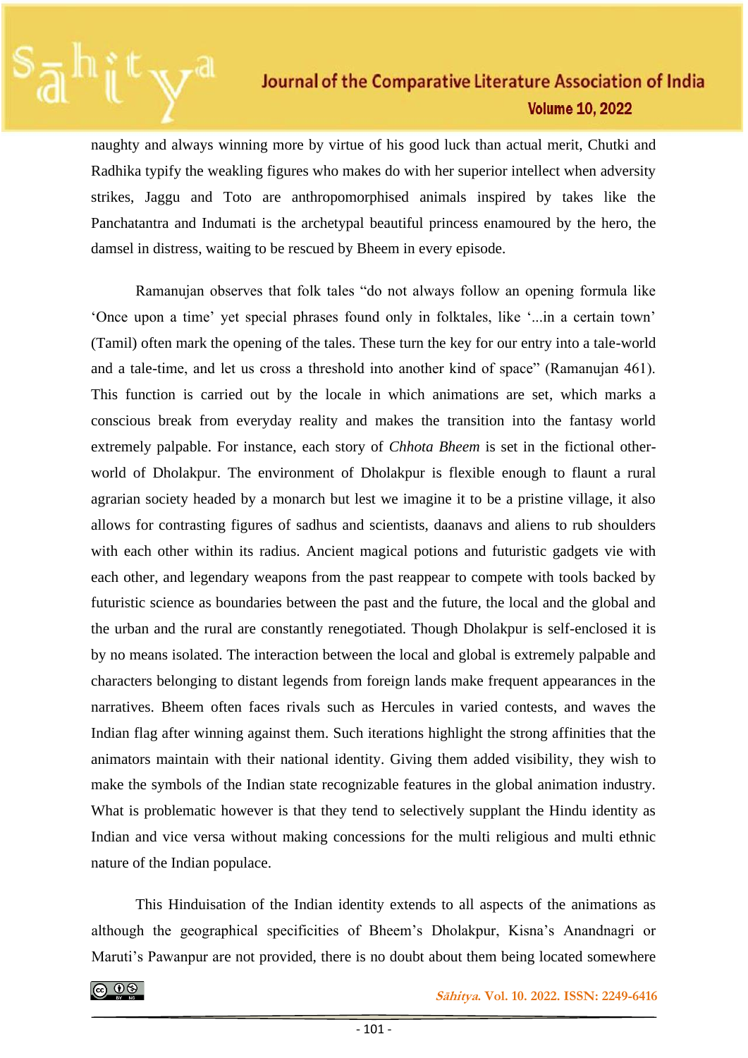naughty and always winning more by virtue of his good luck than actual merit, Chutki and Radhika typify the weakling figures who makes do with her superior intellect when adversity strikes, Jaggu and Toto are anthropomorphised animals inspired by takes like the Panchatantra and Indumati is the archetypal beautiful princess enamoured by the hero, the damsel in distress, waiting to be rescued by Bheem in every episode.

Ramanujan observes that folk tales "do not always follow an opening formula like 'Once upon a time' yet special phrases found only in folktales, like '...in a certain town' (Tamil) often mark the opening of the tales. These turn the key for our entry into a tale-world and a tale-time, and let us cross a threshold into another kind of space" (Ramanujan 461). This function is carried out by the locale in which animations are set, which marks a conscious break from everyday reality and makes the transition into the fantasy world extremely palpable. For instance, each story of *Chhota Bheem* is set in the fictional other-world of Dholakpur. The environment of Dholakpur is flexible enough to flaunt a rural agrarian society headed by a monarch but lest we imagine it to be a pristine village, it also allows for contrasting figures of sadhus and scientists, daanavs and aliens to rub shoulders with each other within its radius. Ancient magical potions and futuristic gadgets vie with each other, and legendary weapons from the past reappear to compete with tools backed by futuristic science as boundaries between the past and the future, the local and the global and the urban and the rural are constantly renegotiated. Though Dholakpur is self-enclosed it is by no means isolated. The interaction between the local and global is extremely palpable and characters belonging to distant legends from foreign lands make frequent appearances in the narratives. Bheem often faces rivals such as Hercules in varied contests, and waves the Indian flag after winning against them. Such iterations highlight the strong affinities that the animators maintain with their national identity. Giving them added visibility, they wish to make the symbols of the Indian state recognizable features in the global animation industry. What is problematic however is that they tend to selectively supplant the Hindu identity as Indian and vice versa without making concessions for the multi religious and multi ethnic nature of the Indian populace.

This Hinduisation of the Indian identity extends to all aspects of the animations as although the geographical specificities of Bheem's Dholakpur, Kisna's Anandnagri or Maruti's Pawanpur are not provided, there is no doubt about them being located somewhere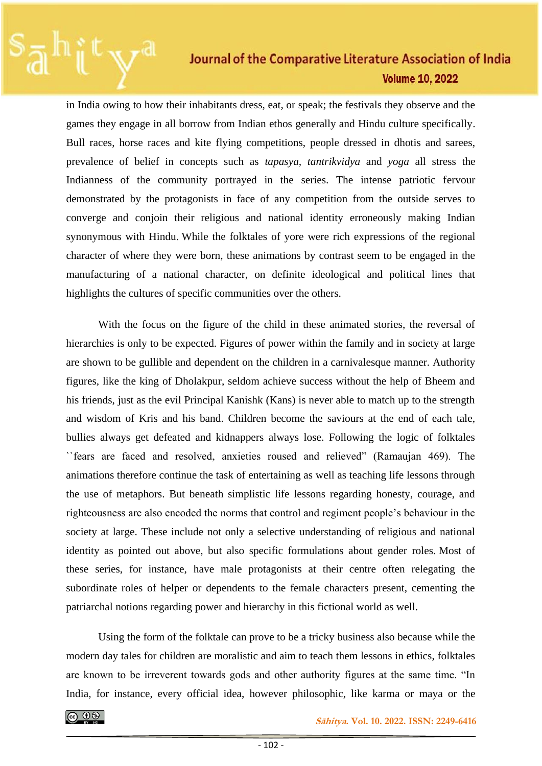in India owing to how their inhabitants dress, eat, or speak; the festivals they observe and the games they engage in all borrow from Indian ethos generally and Hindu culture specifically. Bull races, horse races and kite flying competitions, people dressed in dhotis and sarees, prevalence of belief in concepts such as *tapasya*, *tantrikvidya* and *yoga* all stress the Indianness of the community portrayed in the series. The intense patriotic fervour demonstrated by the protagonists in face of any competition from the outside serves to converge and conjoin their religious and national identity erroneously making Indian synonymous with Hindu. While the folktales of yore were rich expressions of the regional character of where they were born, these animations by contrast seem to be engaged in the manufacturing of a national character, on definite ideological and political lines that highlights the cultures of specific communities over the others.

With the focus on the figure of the child in these animated stories, the reversal of hierarchies is only to be expected. Figures of power within the family and in society at large are shown to be gullible and dependent on the children in a carnivalesque manner. Authority figures, like the king of Dholakpur, seldom achieve success without the help of Bheem and his friends, just as the evil Principal Kanishk (Kans) is never able to match up to the strength and wisdom of Kris and his band. Children become the saviours at the end of each tale, bullies always get defeated and kidnappers always lose. Following the logic of folktales ``fears are faced and resolved, anxieties roused and relieved" (Ramaujan 469). The animations therefore continue the task of entertaining as well as teaching life lessons through the use of metaphors. But beneath simplistic life lessons regarding honesty, courage, and righteousness are also encoded the norms that control and regiment people's behaviour in the society at large. These include not only a selective understanding of religious and national identity as pointed out above, but also specific formulations about gender roles. Most of these series, for instance, have male protagonists at their centre often relegating the subordinate roles of helper or dependents to the female characters present, cementing the patriarchal notions regarding power and hierarchy in this fictional world as well.

Using the form of the folktale can prove to be a tricky business also because while the modern day tales for children are moralistic and aim to teach them lessons in ethics, folktales are known to be irreverent towards gods and other authority figures at the same time. "In India, for instance, every official idea, however philosophic, like karma or maya or the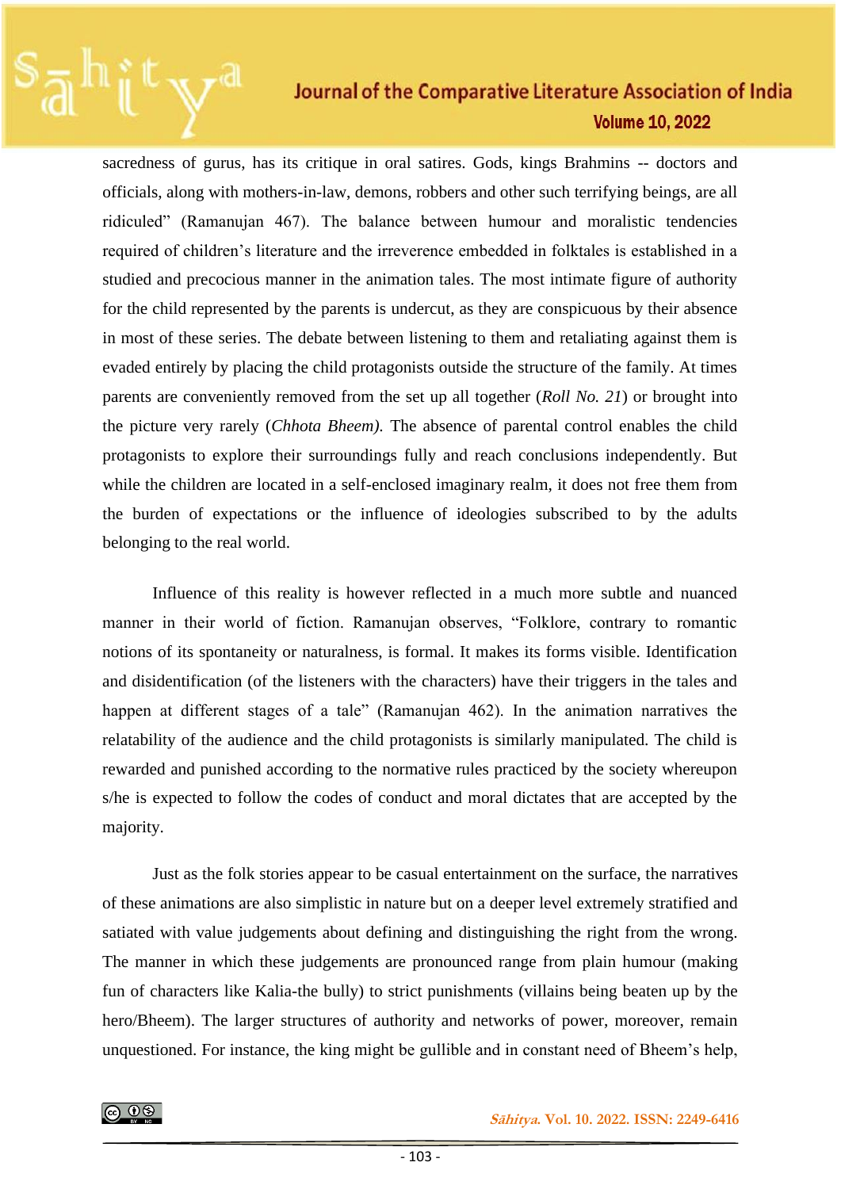sacredness of gurus, has its critique in oral satires. Gods, kings Brahmins -- doctors and officials, along with mothers-in-law, demons, robbers and other such terrifying beings, are all ridiculed" (Ramanujan 467). The balance between humour and moralistic tendencies required of children's literature and the irreverence embedded in folktales is established in a studied and precocious manner in the animation tales. The most intimate figure of authority for the child represented by the parents is undercut, as they are conspicuous by their absence in most of these series. The debate between listening to them and retaliating against them is evaded entirely by placing the child protagonists outside the structure of the family. At times parents are conveniently removed from the set up all together (*Roll No. 21*) or brought into the picture very rarely (*Chhota Bheem).* The absence of parental control enables the child protagonists to explore their surroundings fully and reach conclusions independently. But while the children are located in a self-enclosed imaginary realm, it does not free them from the burden of expectations or the influence of ideologies subscribed to by the adults belonging to the real world.

Influence of this reality is however reflected in a much more subtle and nuanced manner in their world of fiction. Ramanujan observes, "Folklore, contrary to romantic notions of its spontaneity or naturalness, is formal. It makes its forms visible. Identification and disidentification (of the listeners with the characters) have their triggers in the tales and happen at different stages of a tale" (Ramanujan 462). In the animation narratives the relatability of the audience and the child protagonists is similarly manipulated. The child is rewarded and punished according to the normative rules practiced by the society whereupon s/he is expected to follow the codes of conduct and moral dictates that are accepted by the majority.

Just as the folk stories appear to be casual entertainment on the surface, the narratives of these animations are also simplistic in nature but on a deeper level extremely stratified and satiated with value judgements about defining and distinguishing the right from the wrong. The manner in which these judgements are pronounced range from plain humour (making fun of characters like Kalia-the bully) to strict punishments (villains being beaten up by the hero/Bheem). The larger structures of authority and networks of power, moreover, remain unquestioned. For instance, the king might be gullible and in constant need of Bheem's help,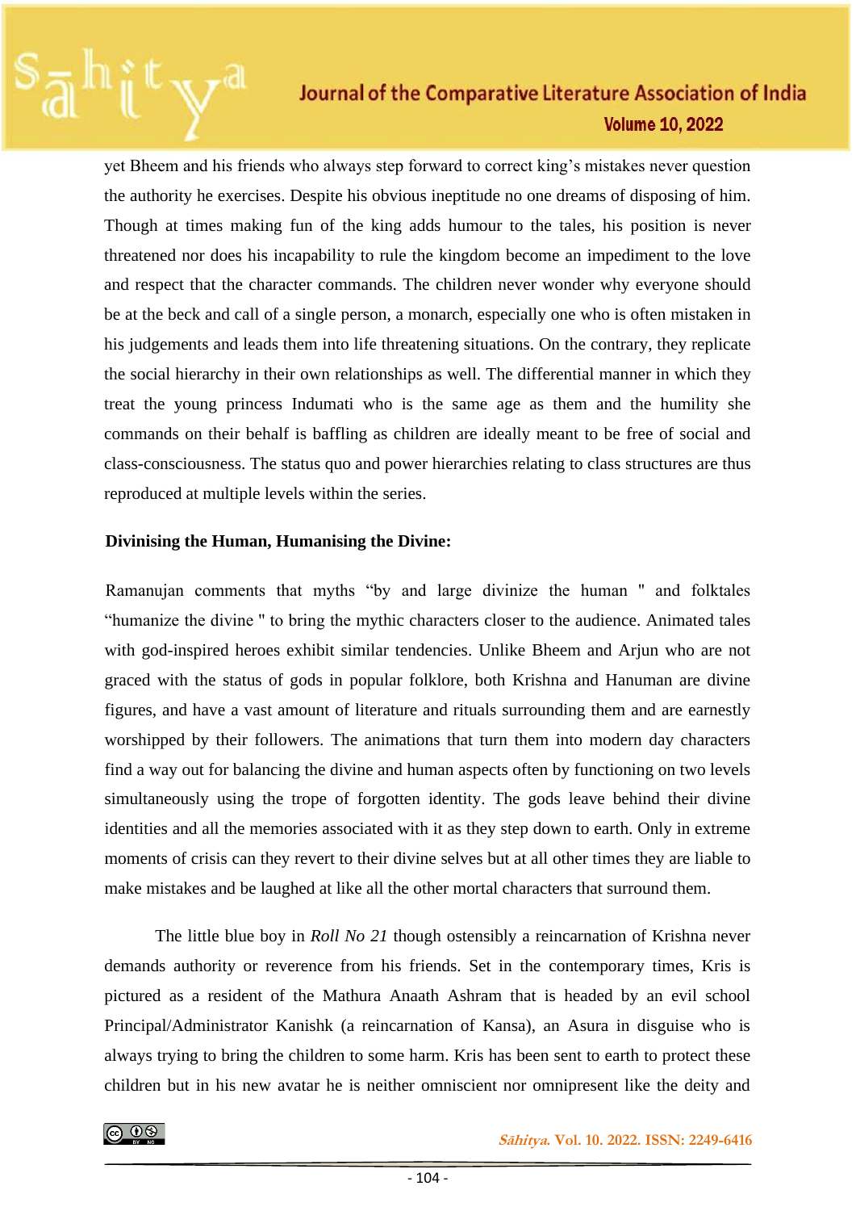yet Bheem and his friends who always step forward to correct king's mistakes never question the authority he exercises. Despite his obvious ineptitude no one dreams of disposing of him. Though at times making fun of the king adds humour to the tales, his position is never threatened nor does his incapability to rule the kingdom become an impediment to the love and respect that the character commands. The children never wonder why everyone should be at the beck and call of a single person, a monarch, especially one who is often mistaken in his judgements and leads them into life threatening situations. On the contrary, they replicate the social hierarchy in their own relationships as well. The differential manner in which they treat the young princess Indumati who is the same age as them and the humility she commands on their behalf is baffling as children are ideally meant to be free of social and class-consciousness. The status quo and power hierarchies relating to class structures are thus reproduced at multiple levels within the series.

**Divinising the Human, Humanising the Divine:**

Ramanujan comments that myths "by and large divinize the human " and folktales "humanize the divine " to bring the mythic characters closer to the audience. Animated tales with god-inspired heroes exhibit similar tendencies. Unlike Bheem and Arjun who are not graced with the status of gods in popular folklore, both Krishna and Hanuman are divine figures, and have a vast amount of literature and rituals surrounding them and are earnestly worshipped by their followers. The animations that turn them into modern day characters find a way out for balancing the divine and human aspects often by functioning on two levels simultaneously using the trope of forgotten identity. The gods leave behind their divine identities and all the memories associated with it as they step down to earth. Only in extreme moments of crisis can they revert to their divine selves but at all other times they are liable to make mistakes and be laughed at like all the other mortal characters that surround them.

The little blue boy in *Roll No 21* though ostensibly a reincarnation of Krishna never demands authority or reverence from his friends. Set in the contemporary times, Kris is pictured as a resident of the Mathura Anaath Ashram that is headed by an evil school Principal/Administrator Kanishk (a reincarnation of Kansa), an Asura in disguise who is always trying to bring the children to some harm. Kris has been sent to earth to protect these children but in his new avatar he is neither omniscient nor omnipresent like the deity and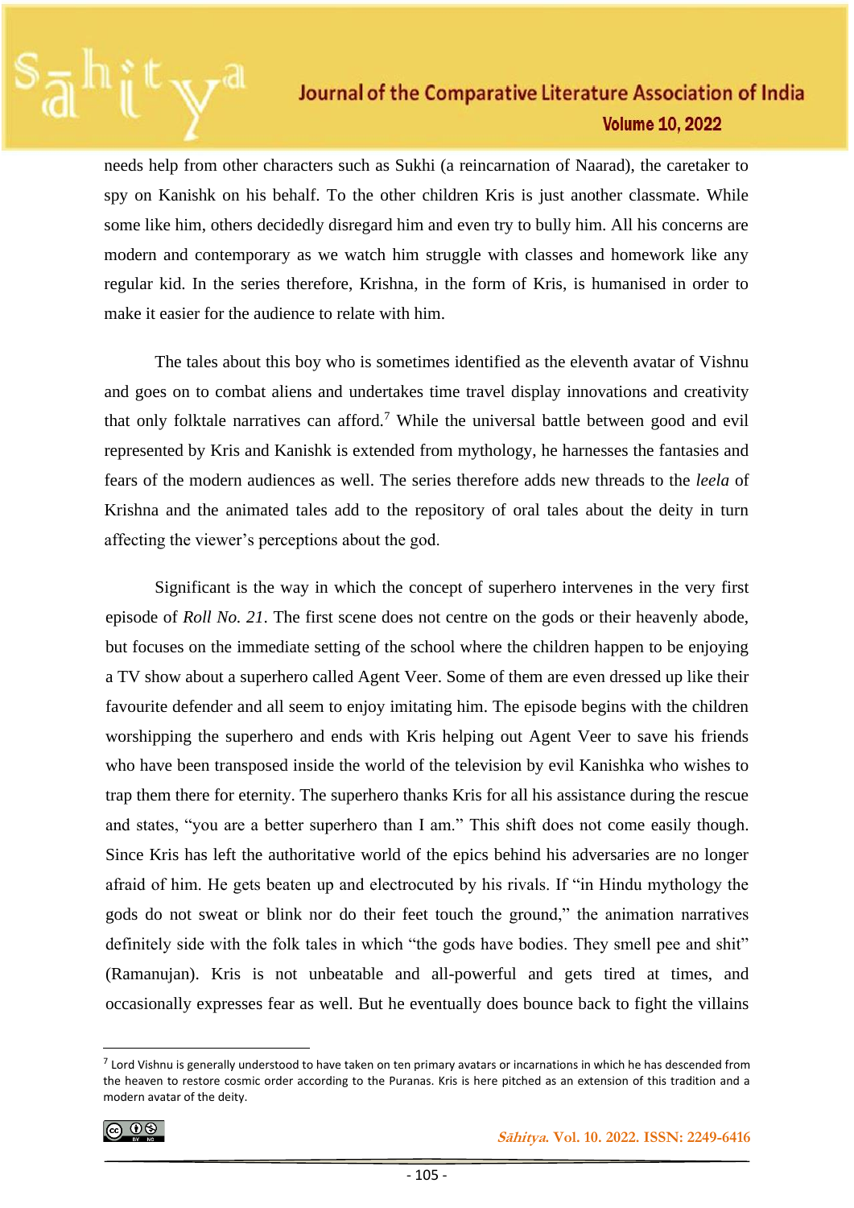needs help from other characters such as Sukhi (a reincarnation of Naarad), the caretaker to spy on Kanishk on his behalf. To the other children Kris is just another classmate. While some like him, others decidedly disregard him and even try to bully him. All his concerns are modern and contemporary as we watch him struggle with classes and homework like any regular kid. In the series therefore, Krishna, in the form of Kris, is humanised in order to make it easier for the audience to relate with him.

The tales about this boy who is sometimes identified as the eleventh avatar of Vishnu and goes on to combat aliens and undertakes time travel display innovations and creativity that only folktale narratives can afford.[7] While the universal battle between good and evil represented by Kris and Kanishk is extended from mythology, he harnesses the fantasies and fears of the modern audiences as well. The series therefore adds new threads to the *leela* of Krishna and the animated tales add to the repository of oral tales about the deity in turn affecting the viewer's perceptions about the god.

Significant is the way in which the concept of superhero intervenes in the very first episode of *Roll No. 21*. The first scene does not centre on the gods or their heavenly abode, but focuses on the immediate setting of the school where the children happen to be enjoying a TV show about a superhero called Agent Veer. Some of them are even dressed up like their favourite defender and all seem to enjoy imitating him. The episode begins with the children worshipping the superhero and ends with Kris helping out Agent Veer to save his friends who have been transposed inside the world of the television by evil Kanishka who wishes to trap them there for eternity. The superhero thanks Kris for all his assistance during the rescue and states, "you are a better superhero than I am." This shift does not come easily though. Since Kris has left the authoritative world of the epics behind his adversaries are no longer afraid of him. He gets beaten up and electrocuted by his rivals. If "in Hindu mythology the gods do not sweat or blink nor do their feet touch the ground," the animation narratives definitely side with the folk tales in which "the gods have bodies. They smell pee and shit" (Ramanujan). Kris is not unbeatable and all-powerful and gets tired at times, and occasionally expresses fear as well. But he eventually does bounce back to fight the villains

---

[7] Lord Vishnu is generally understood to have taken on ten primary avatars or incarnations in which he has descended from the heaven to restore cosmic order according to the Puranas. Kris is here pitched as an extension of this tradition and a modern avatar of the deity.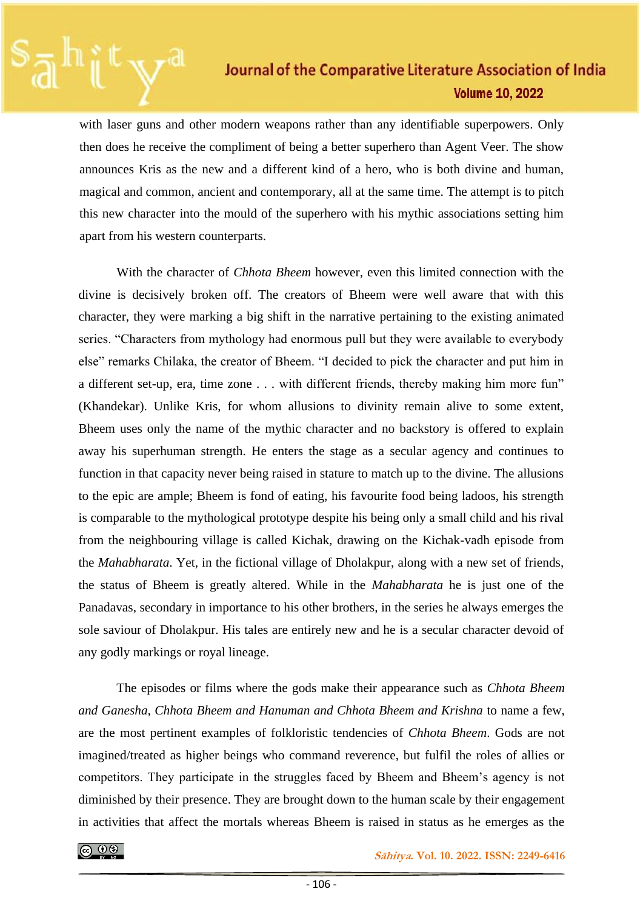with laser guns and other modern weapons rather than any identifiable superpowers. Only then does he receive the compliment of being a better superhero than Agent Veer. The show announces Kris as the new and a different kind of a hero, who is both divine and human, magical and common, ancient and contemporary, all at the same time. The attempt is to pitch this new character into the mould of the superhero with his mythic associations setting him apart from his western counterparts.

With the character of *Chhota Bheem* however, even this limited connection with the divine is decisively broken off. The creators of Bheem were well aware that with this character, they were marking a big shift in the narrative pertaining to the existing animated series. "Characters from mythology had enormous pull but they were available to everybody else" remarks Chilaka, the creator of Bheem. "I decided to pick the character and put him in a different set-up, era, time zone . . . with different friends, thereby making him more fun" (Khandekar). Unlike Kris, for whom allusions to divinity remain alive to some extent, Bheem uses only the name of the mythic character and no backstory is offered to explain away his superhuman strength. He enters the stage as a secular agency and continues to function in that capacity never being raised in stature to match up to the divine. The allusions to the epic are ample; Bheem is fond of eating, his favourite food being ladoos, his strength is comparable to the mythological prototype despite his being only a small child and his rival from the neighbouring village is called Kichak, drawing on the Kichak-vadh episode from the *Mahabharata*. Yet, in the fictional village of Dholakpur, along with a new set of friends, the status of Bheem is greatly altered. While in the *Mahabharata* he is just one of the Panadavas, secondary in importance to his other brothers, in the series he always emerges the sole saviour of Dholakpur. His tales are entirely new and he is a secular character devoid of any godly markings or royal lineage.

The episodes or films where the gods make their appearance such as *Chhota Bheem and Ganesha, Chhota Bheem and Hanuman and Chhota Bheem and Krishna* to name a few, are the most pertinent examples of folkloristic tendencies of *Chhota Bheem*. Gods are not imagined/treated as higher beings who command reverence, but fulfil the roles of allies or competitors. They participate in the struggles faced by Bheem and Bheem's agency is not diminished by their presence. They are brought down to the human scale by their engagement in activities that affect the mortals whereas Bheem is raised in status as he emerges as the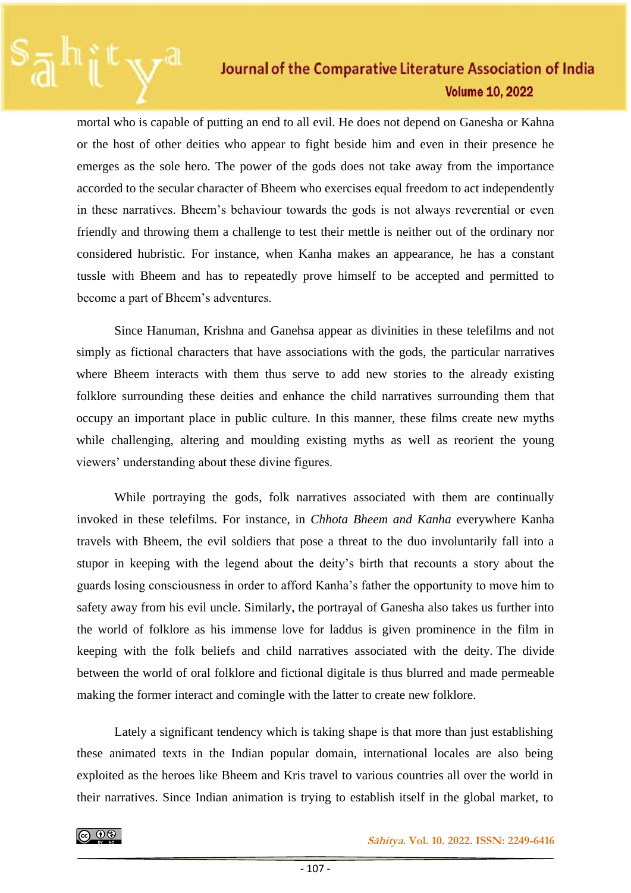mortal who is capable of putting an end to all evil. He does not depend on Ganesha or Kahna or the host of other deities who appear to fight beside him and even in their presence he emerges as the sole hero. The power of the gods does not take away from the importance accorded to the secular character of Bheem who exercises equal freedom to act independently in these narratives. Bheem's behaviour towards the gods is not always reverential or even friendly and throwing them a challenge to test their mettle is neither out of the ordinary nor considered hubristic. For instance, when Kanha makes an appearance, he has a constant tussle with Bheem and has to repeatedly prove himself to be accepted and permitted to become a part of Bheem's adventures.

Since Hanuman, Krishna and Ganehsa appear as divinities in these telefilms and not simply as fictional characters that have associations with the gods, the particular narratives where Bheem interacts with them thus serve to add new stories to the already existing folklore surrounding these deities and enhance the child narratives surrounding them that occupy an important place in public culture. In this manner, these films create new myths while challenging, altering and moulding existing myths as well as reorient the young viewers' understanding about these divine figures.

While portraying the gods, folk narratives associated with them are continually invoked in these telefilms. For instance, in *Chhota Bheem and Kanha* everywhere Kanha travels with Bheem, the evil soldiers that pose a threat to the duo involuntarily fall into a stupor in keeping with the legend about the deity's birth that recounts a story about the guards losing consciousness in order to afford Kanha's father the opportunity to move him to safety away from his evil uncle. Similarly, the portrayal of Ganesha also takes us further into the world of folklore as his immense love for laddus is given prominence in the film in keeping with the folk beliefs and child narratives associated with the deity. The divide between the world of oral folklore and fictional digitale is thus blurred and made permeable making the former interact and comingle with the latter to create new folklore.

Lately a significant tendency which is taking shape is that more than just establishing these animated texts in the Indian popular domain, international locales are also being exploited as the heroes like Bheem and Kris travel to various countries all over the world in their narratives. Since Indian animation is trying to establish itself in the global market, to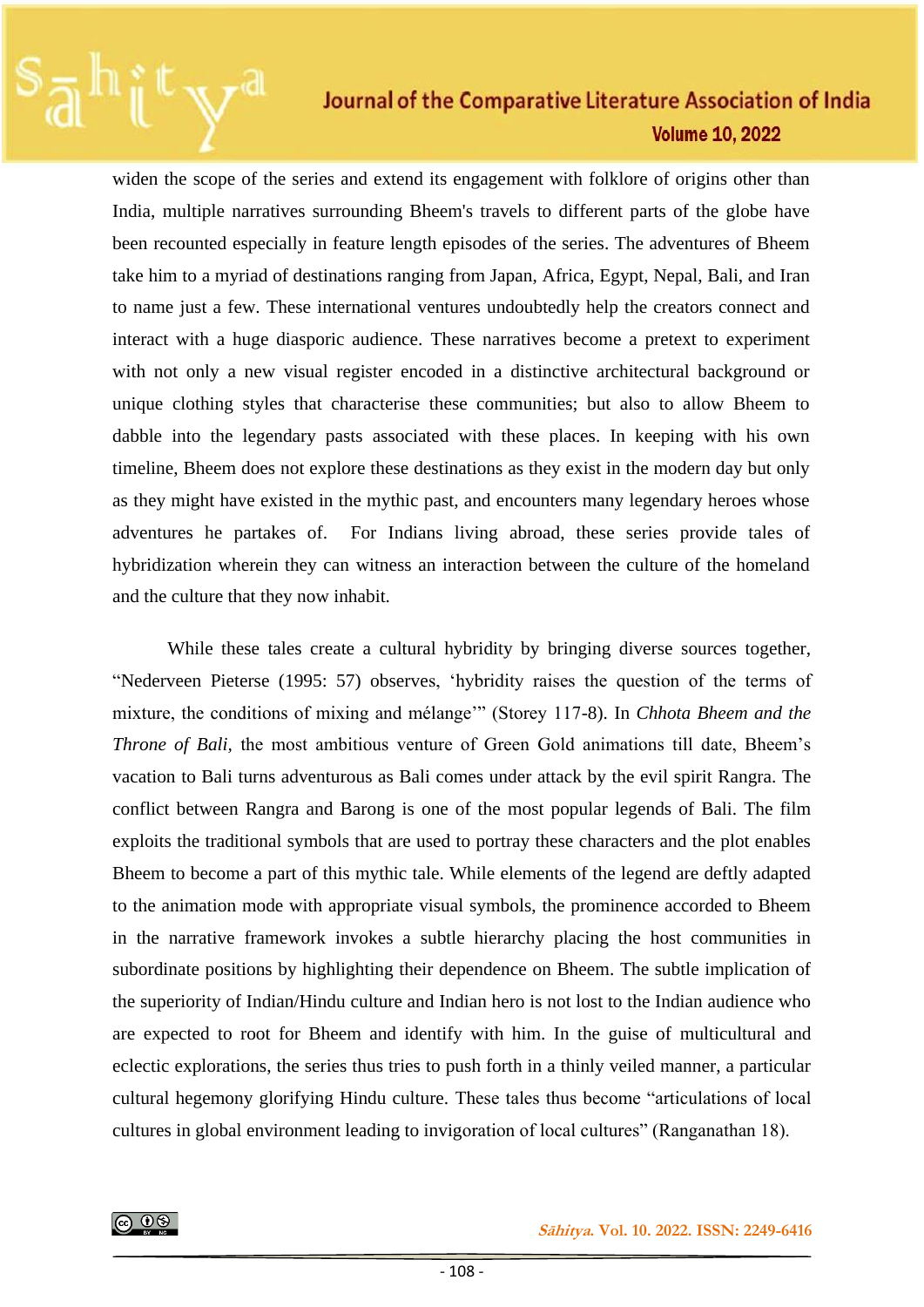widen the scope of the series and extend its engagement with folklore of origins other than India, multiple narratives surrounding Bheem's travels to different parts of the globe have been recounted especially in feature length episodes of the series. The adventures of Bheem take him to a myriad of destinations ranging from Japan, Africa, Egypt, Nepal, Bali, and Iran to name just a few. These international ventures undoubtedly help the creators connect and interact with a huge diasporic audience. These narratives become a pretext to experiment with not only a new visual register encoded in a distinctive architectural background or unique clothing styles that characterise these communities; but also to allow Bheem to dabble into the legendary pasts associated with these places. In keeping with his own timeline, Bheem does not explore these destinations as they exist in the modern day but only as they might have existed in the mythic past, and encounters many legendary heroes whose adventures he partakes of. For Indians living abroad, these series provide tales of hybridization wherein they can witness an interaction between the culture of the homeland and the culture that they now inhabit.

While these tales create a cultural hybridity by bringing diverse sources together, "Nederveen Pieterse (1995: 57) observes, 'hybridity raises the question of the terms of mixture, the conditions of mixing and mélange'" (Storey 117-8). In *Chhota Bheem and the Throne of Bali,* the most ambitious venture of Green Gold animations till date, Bheem's vacation to Bali turns adventurous as Bali comes under attack by the evil spirit Rangra. The conflict between Rangra and Barong is one of the most popular legends of Bali. The film exploits the traditional symbols that are used to portray these characters and the plot enables Bheem to become a part of this mythic tale. While elements of the legend are deftly adapted to the animation mode with appropriate visual symbols, the prominence accorded to Bheem in the narrative framework invokes a subtle hierarchy placing the host communities in subordinate positions by highlighting their dependence on Bheem. The subtle implication of the superiority of Indian/Hindu culture and Indian hero is not lost to the Indian audience who are expected to root for Bheem and identify with him. In the guise of multicultural and eclectic explorations, the series thus tries to push forth in a thinly veiled manner, a particular cultural hegemony glorifying Hindu culture. These tales thus become "articulations of local cultures in global environment leading to invigoration of local cultures" (Ranganathan 18).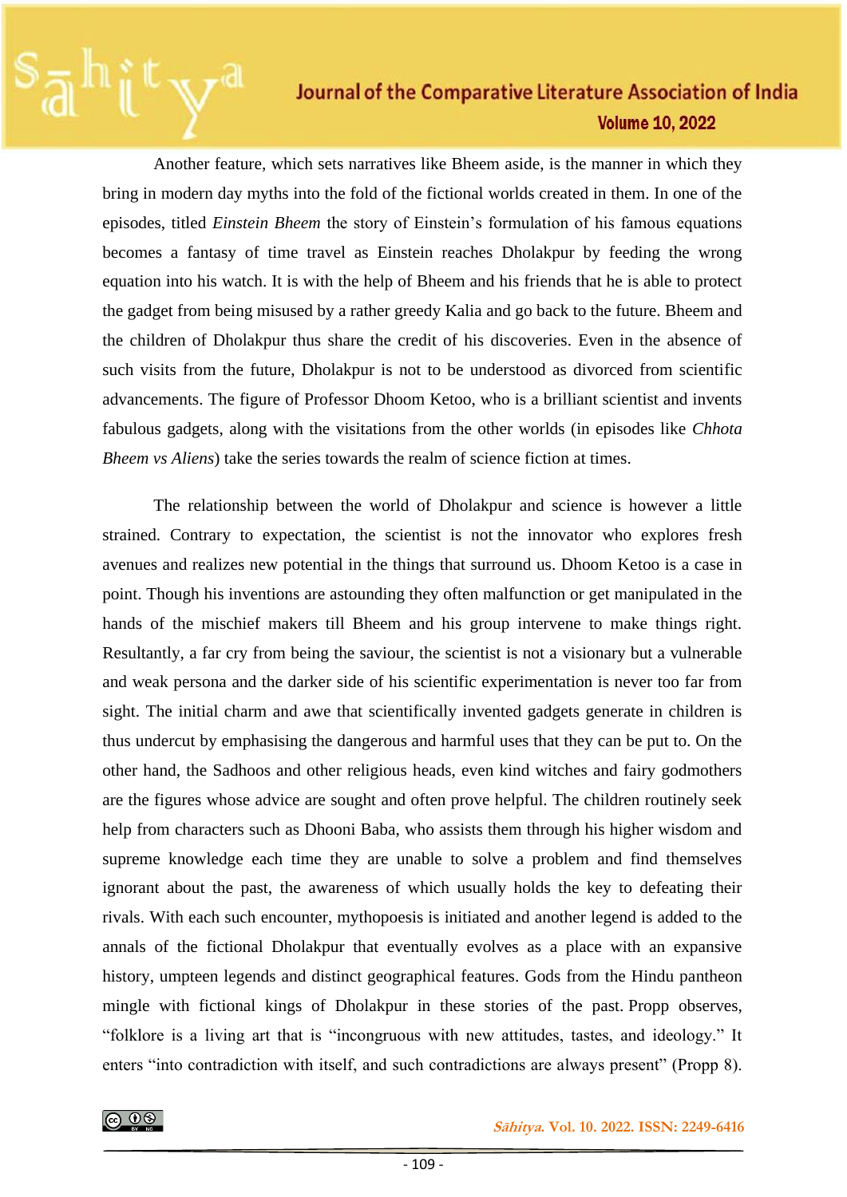Another feature, which sets narratives like Bheem aside, is the manner in which they bring in modern day myths into the fold of the fictional worlds created in them. In one of the episodes, titled *Einstein Bheem* the story of Einstein's formulation of his famous equations becomes a fantasy of time travel as Einstein reaches Dholakpur by feeding the wrong equation into his watch. It is with the help of Bheem and his friends that he is able to protect the gadget from being misused by a rather greedy Kalia and go back to the future. Bheem and the children of Dholakpur thus share the credit of his discoveries. Even in the absence of such visits from the future, Dholakpur is not to be understood as divorced from scientific advancements. The figure of Professor Dhoom Ketoo, who is a brilliant scientist and invents fabulous gadgets, along with the visitations from the other worlds (in episodes like *Chhota Bheem vs Aliens*) take the series towards the realm of science fiction at times.

The relationship between the world of Dholakpur and science is however a little strained. Contrary to expectation, the scientist is not the innovator who explores fresh avenues and realizes new potential in the things that surround us. Dhoom Ketoo is a case in point. Though his inventions are astounding they often malfunction or get manipulated in the hands of the mischief makers till Bheem and his group intervene to make things right. Resultantly, a far cry from being the saviour, the scientist is not a visionary but a vulnerable and weak persona and the darker side of his scientific experimentation is never too far from sight. The initial charm and awe that scientifically invented gadgets generate in children is thus undercut by emphasising the dangerous and harmful uses that they can be put to. On the other hand, the Sadhoos and other religious heads, even kind witches and fairy godmothers are the figures whose advice are sought and often prove helpful. The children routinely seek help from characters such as Dhooni Baba, who assists them through his higher wisdom and supreme knowledge each time they are unable to solve a problem and find themselves ignorant about the past, the awareness of which usually holds the key to defeating their rivals. With each such encounter, mythopoesis is initiated and another legend is added to the annals of the fictional Dholakpur that eventually evolves as a place with an expansive history, umpteen legends and distinct geographical features. Gods from the Hindu pantheon mingle with fictional kings of Dholakpur in these stories of the past. Propp observes, "folklore is a living art that is "incongruous with new attitudes, tastes, and ideology." It enters "into contradiction with itself, and such contradictions are always present" (Propp 8).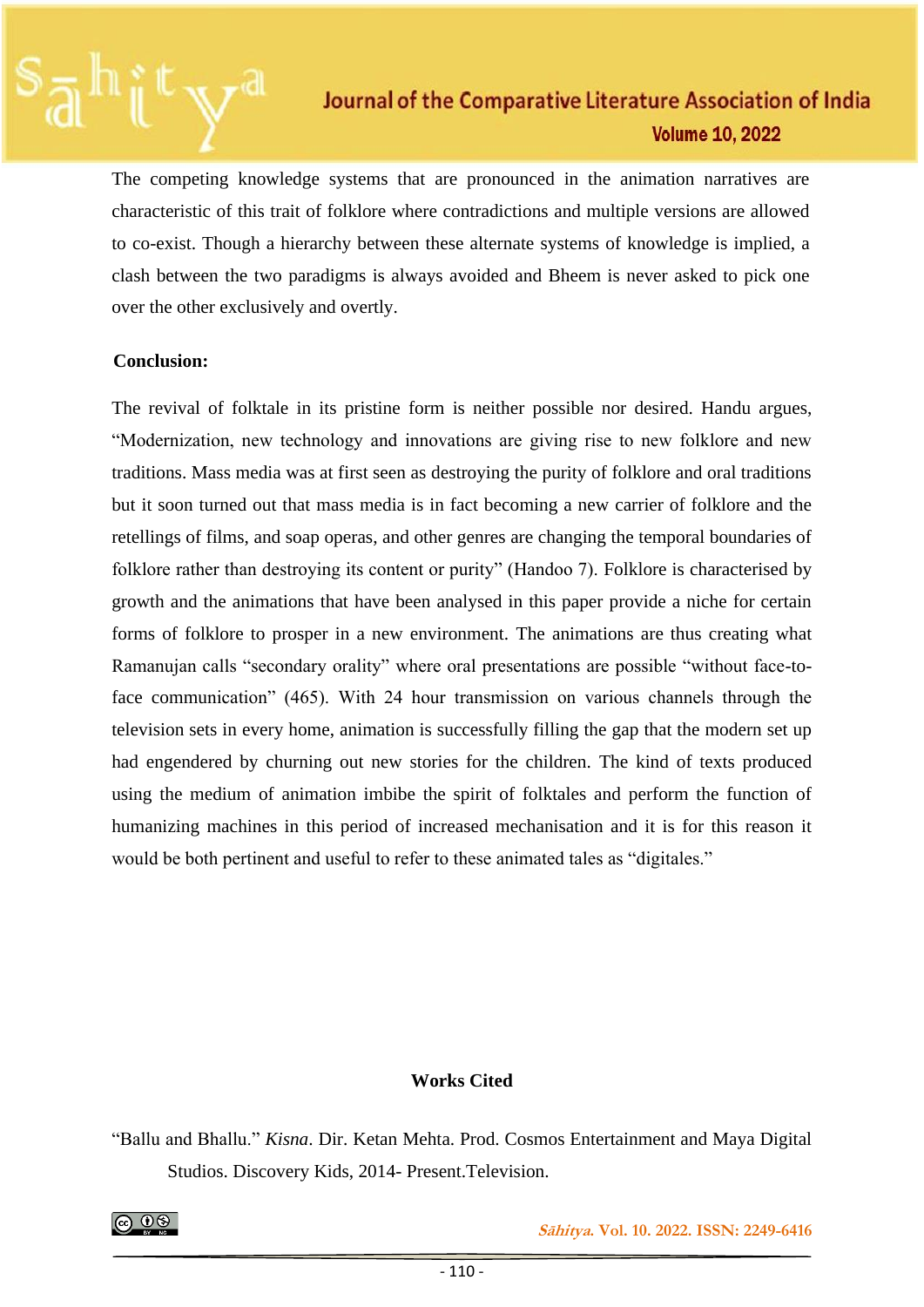The competing knowledge systems that are pronounced in the animation narratives are characteristic of this trait of folklore where contradictions and multiple versions are allowed to co-exist. Though a hierarchy between these alternate systems of knowledge is implied, a clash between the two paradigms is always avoided and Bheem is never asked to pick one over the other exclusively and overtly.

## Conclusion:

The revival of folktale in its pristine form is neither possible nor desired. Handu argues, "Modernization, new technology and innovations are giving rise to new folklore and new traditions. Mass media was at first seen as destroying the purity of folklore and oral traditions but it soon turned out that mass media is in fact becoming a new carrier of folklore and the retellings of films, and soap operas, and other genres are changing the temporal boundaries of folklore rather than destroying its content or purity" (Handoo 7). Folklore is characterised by growth and the animations that have been analysed in this paper provide a niche for certain forms of folklore to prosper in a new environment. The animations are thus creating what Ramanujan calls "secondary orality" where oral presentations are possible "without face-to-face communication" (465). With 24 hour transmission on various channels through the television sets in every home, animation is successfully filling the gap that the modern set up had engendered by churning out new stories for the children. The kind of texts produced using the medium of animation imbibe the spirit of folktales and perform the function of humanizing machines in this period of increased mechanisation and it is for this reason it would be both pertinent and useful to refer to these animated tales as "digitales."

## Works Cited

"Ballu and Bhallu." *Kisna*. Dir. Ketan Mehta. Prod. Cosmos Entertainment and Maya Digital Studios. Discovery Kids, 2014- Present.Television.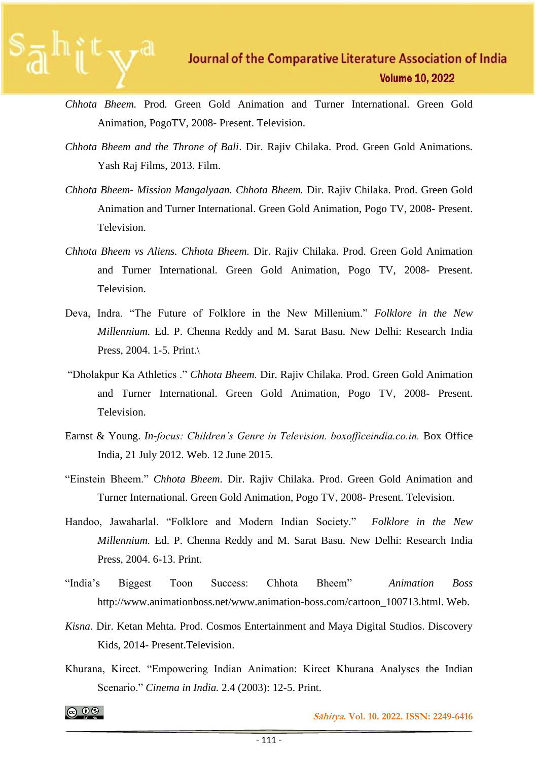*Chhota Bheem.* Prod. Green Gold Animation and Turner International. Green Gold Animation, PogoTV, 2008- Present. Television.

*Chhota Bheem and the Throne of Bali*. Dir. Rajiv Chilaka. Prod. Green Gold Animations. Yash Raj Films, 2013. Film.

*Chhota Bheem- Mission Mangalyaan. Chhota Bheem.* Dir. Rajiv Chilaka. Prod. Green Gold Animation and Turner International. Green Gold Animation, Pogo TV, 2008- Present. Television.

*Chhota Bheem vs Aliens. Chhota Bheem.* Dir. Rajiv Chilaka. Prod. Green Gold Animation and Turner International. Green Gold Animation, Pogo TV, 2008- Present. Television.

Deva, Indra. "The Future of Folklore in the New Millenium." *Folklore in the New Millennium.* Ed. P. Chenna Reddy and M. Sarat Basu. New Delhi: Research India Press, 2004. 1-5. Print.\

"Dholakpur Ka Athletics ." *Chhota Bheem.* Dir. Rajiv Chilaka. Prod. Green Gold Animation and Turner International. Green Gold Animation, Pogo TV, 2008- Present. Television.

Earnst & Young. *In-focus: Children's Genre in Television. boxofficeindia.co.in.* Box Office India, 21 July 2012. Web. 12 June 2015.

"Einstein Bheem." *Chhota Bheem.* Dir. Rajiv Chilaka. Prod. Green Gold Animation and Turner International. Green Gold Animation, Pogo TV, 2008- Present. Television.

Handoo, Jawaharlal. "Folklore and Modern Indian Society." *Folklore in the New Millennium.* Ed. P. Chenna Reddy and M. Sarat Basu. New Delhi: Research India Press, 2004. 6-13. Print.

"India's Biggest Toon Success: Chhota Bheem" *Animation Boss* http://www.animationboss.net/www.animation-boss.com/cartoon_100713.html. Web.

*Kisna*. Dir. Ketan Mehta. Prod. Cosmos Entertainment and Maya Digital Studios. Discovery Kids, 2014- Present.Television.

Khurana, Kireet. "Empowering Indian Animation: Kireet Khurana Analyses the Indian Scenario." *Cinema in India.* 2.4 (2003): 12-5. Print.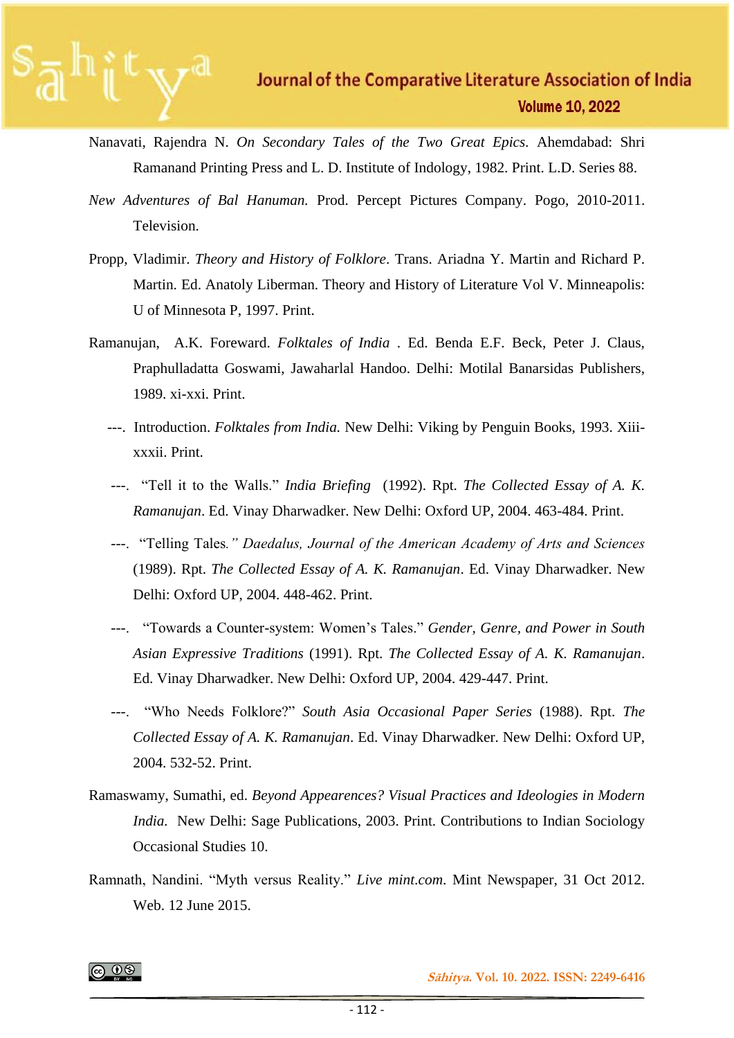Nanavati, Rajendra N. *On Secondary Tales of the Two Great Epics.* Ahemdabad: Shri Ramanand Printing Press and L. D. Institute of Indology, 1982. Print. L.D. Series 88.

*New Adventures of Bal Hanuman.* Prod. Percept Pictures Company. Pogo, 2010-2011. Television.

Propp, Vladimir. *Theory and History of Folklore*. Trans. Ariadna Y. Martin and Richard P. Martin. Ed. Anatoly Liberman. Theory and History of Literature Vol V. Minneapolis: U of Minnesota P, 1997. Print.

Ramanujan, A.K. Foreward. *Folktales of India* . Ed. Benda E.F. Beck, Peter J. Claus, Praphulladatta Goswami, Jawaharlal Handoo. Delhi: Motilal Banarsidas Publishers, 1989. xi-xxi. Print.

---. Introduction. *Folktales from India.* New Delhi: Viking by Penguin Books, 1993. Xiii-xxxii. Print.

---. "Tell it to the Walls." *India Briefing* (1992). Rpt. *The Collected Essay of A. K. Ramanujan*. Ed. Vinay Dharwadker. New Delhi: Oxford UP, 2004. 463-484. Print.

---. "Telling Tales*." Daedalus, Journal of the American Academy of Arts and Sciences* (1989). Rpt. *The Collected Essay of A. K. Ramanujan*. Ed. Vinay Dharwadker. New Delhi: Oxford UP, 2004. 448-462. Print.

---. "Towards a Counter-system: Women's Tales." *Gender, Genre, and Power in South Asian Expressive Traditions* (1991). Rpt. *The Collected Essay of A. K. Ramanujan*. Ed. Vinay Dharwadker. New Delhi: Oxford UP, 2004. 429-447. Print.

---. "Who Needs Folklore?" *South Asia Occasional Paper Series* (1988). Rpt. *The Collected Essay of A. K. Ramanujan*. Ed. Vinay Dharwadker. New Delhi: Oxford UP, 2004. 532-52. Print.

Ramaswamy, Sumathi, ed. *Beyond Appearences? Visual Practices and Ideologies in Modern India.* New Delhi: Sage Publications, 2003. Print. Contributions to Indian Sociology Occasional Studies 10.

Ramnath, Nandini. "Myth versus Reality." *Live mint.com.* Mint Newspaper, 31 Oct 2012. Web. 12 June 2015.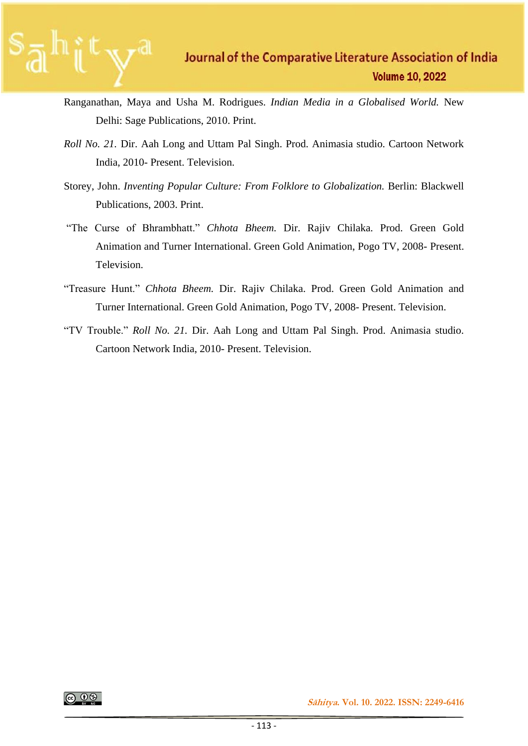Ranganathan, Maya and Usha M. Rodrigues. *Indian Media in a Globalised World.* New Delhi: Sage Publications, 2010. Print.

*Roll No. 21.* Dir. Aah Long and Uttam Pal Singh. Prod. Animasia studio. Cartoon Network India, 2010- Present. Television.

Storey, John. *Inventing Popular Culture: From Folklore to Globalization.* Berlin: Blackwell Publications, 2003. Print.

"The Curse of Bhrambhatt." *Chhota Bheem.* Dir. Rajiv Chilaka. Prod. Green Gold Animation and Turner International. Green Gold Animation, Pogo TV, 2008- Present. Television.

"Treasure Hunt." *Chhota Bheem.* Dir. Rajiv Chilaka. Prod. Green Gold Animation and Turner International. Green Gold Animation, Pogo TV, 2008- Present. Television.

"TV Trouble." *Roll No. 21.* Dir. Aah Long and Uttam Pal Singh. Prod. Animasia studio. Cartoon Network India, 2010- Present. Television.